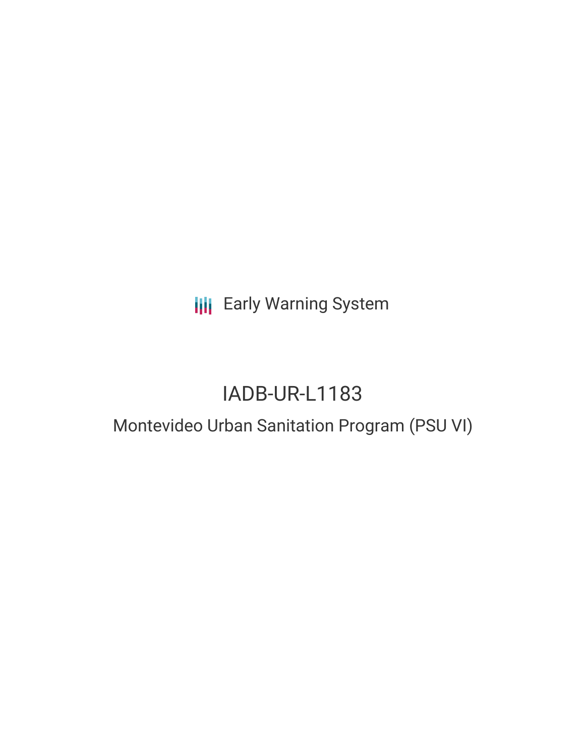Early Warning System

# IADB-UR-L1183

## Montevideo Urban Sanitation Program (PSU VI)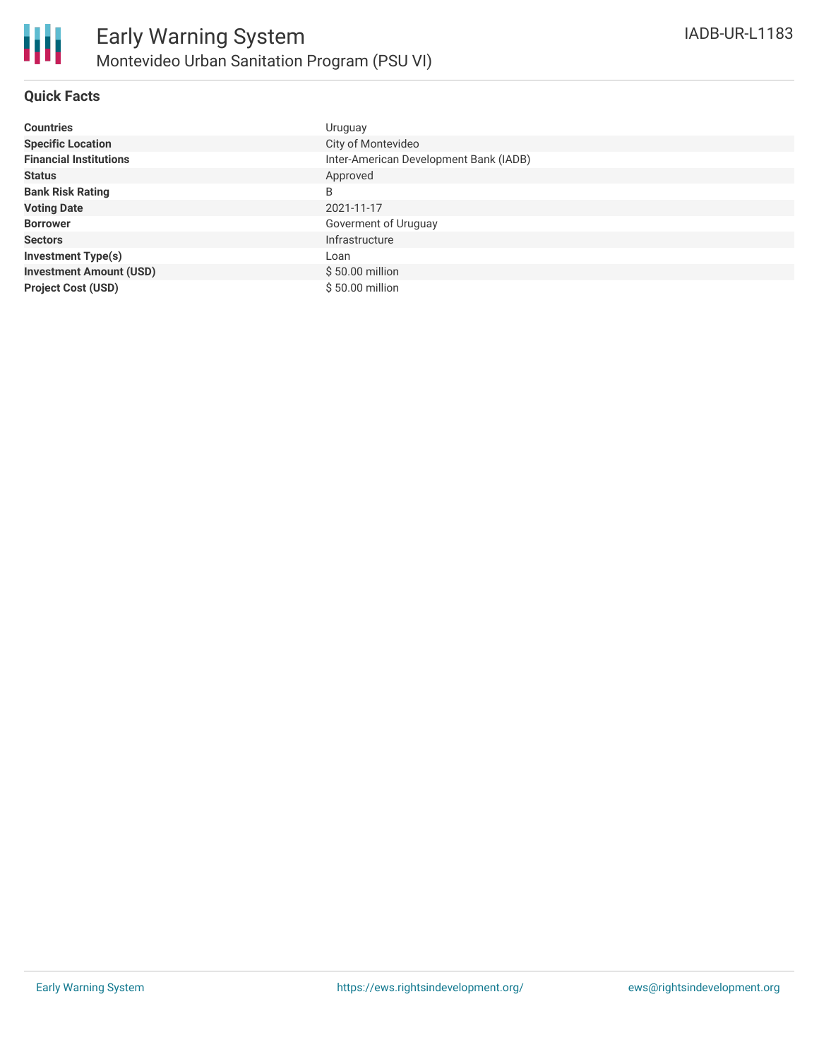## Quick Facts

| | |
|---|---|
| **Countries** | Uruguay |
| **Specific Location** | City of Montevideo |
| **Financial Institutions** | Inter-American Development Bank (IADB) |
| **Status** | Approved |
| **Bank Risk Rating** | B |
| **Voting Date** | 2021-11-17 |
| **Borrower** | Goverment of Uruguay |
| **Sectors** | Infrastructure |
| **Investment Type(s)** | Loan |
| **Investment Amount (USD)** | $ 50.00 million |
| **Project Cost (USD)** | $ 50.00 million |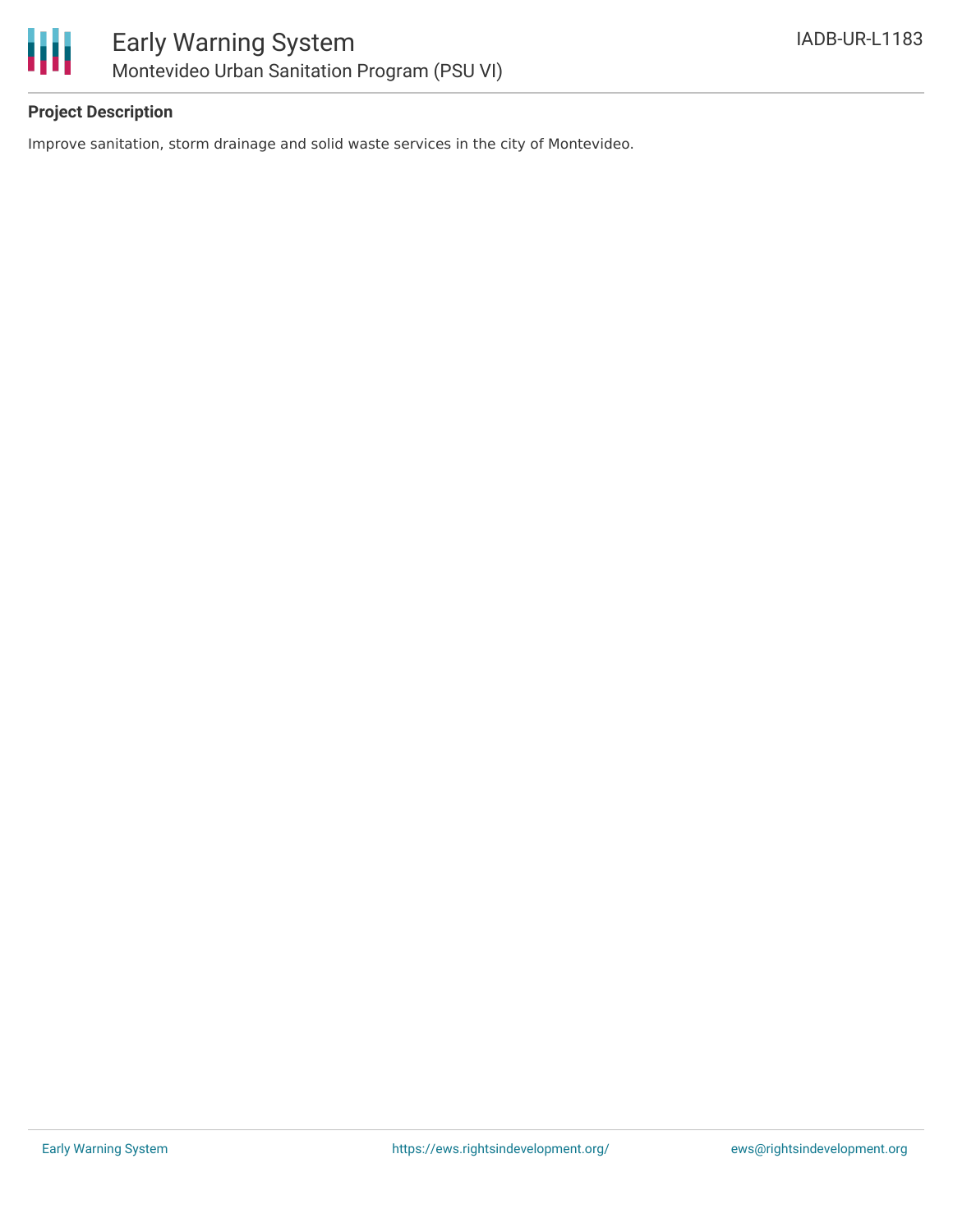### Project Description

Improve sanitation, storm drainage and solid waste services in the city of Montevideo.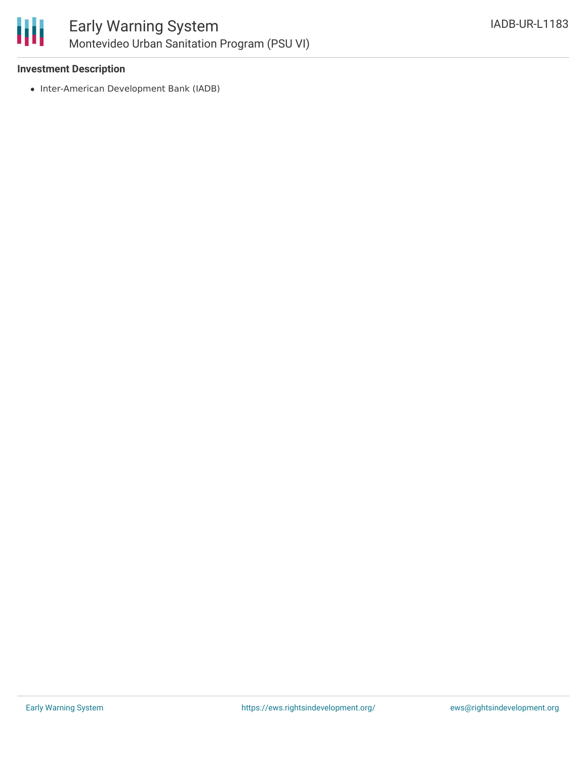**Investment Description**

- Inter-American Development Bank (IADB)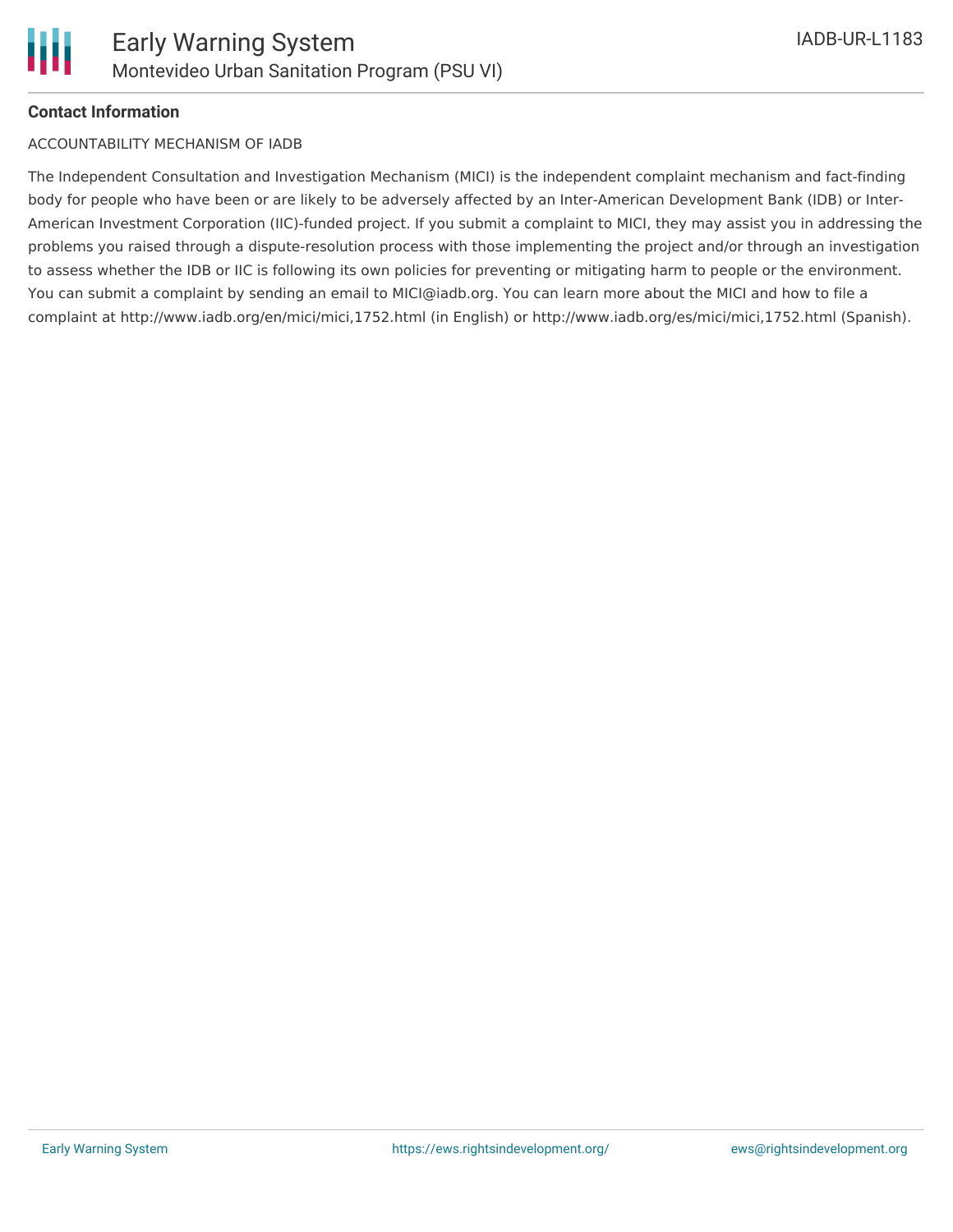**Contact Information**

ACCOUNTABILITY MECHANISM OF IADB

The Independent Consultation and Investigation Mechanism (MICI) is the independent complaint mechanism and fact-finding body for people who have been or are likely to be adversely affected by an Inter-American Development Bank (IDB) or Inter-American Investment Corporation (IIC)-funded project. If you submit a complaint to MICI, they may assist you in addressing the problems you raised through a dispute-resolution process with those implementing the project and/or through an investigation to assess whether the IDB or IIC is following its own policies for preventing or mitigating harm to people or the environment. You can submit a complaint by sending an email to MICI@iadb.org. You can learn more about the MICI and how to file a complaint at http://www.iadb.org/en/mici/mici,1752.html (in English) or http://www.iadb.org/es/mici/mici,1752.html (Spanish).